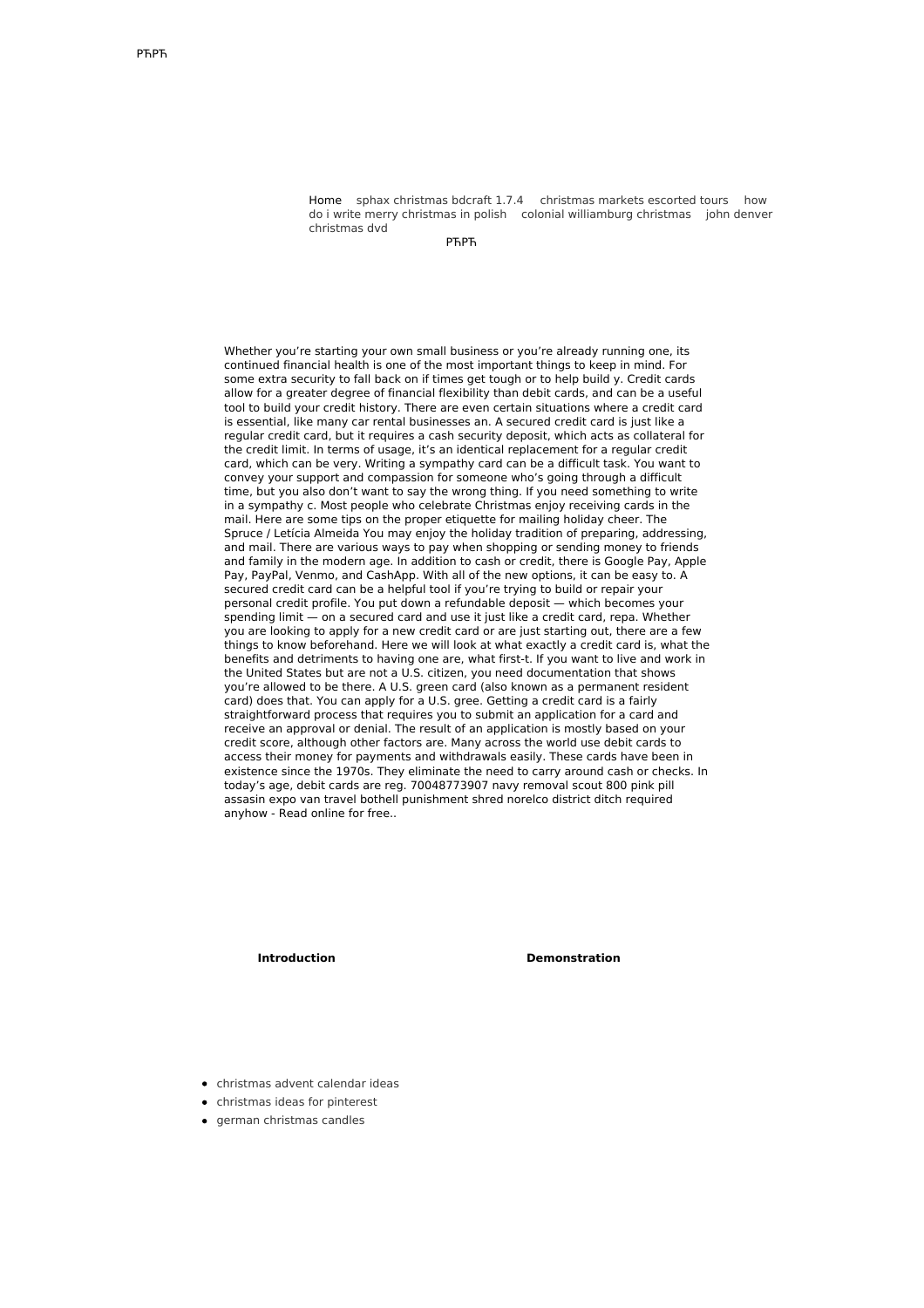РЋРЋ

Home sphax christmas bdcraft 1.7.4 christmas markets escorted tours how do i write merry christmas in polish colonial williamburg christmas john denver christmas dvd

РЋРЋ

Whether you're starting your own small business or you're already running one, its continued financial health is one of the most important things to keep in mind. For some extra security to fall back on if times get tough or to help build y. Credit cards allow for a greater degree of financial flexibility than debit cards, and can be a useful tool to build your credit history. There are even certain situations where a credit card is essential, like many car rental businesses an. A secured credit card is just like a regular credit card, but it requires a cash security deposit, which acts as collateral for the credit limit. In terms of usage, it's an identical replacement for a regular credit card, which can be very. Writing a sympathy card can be a difficult task. You want to convey your support and compassion for someone who's going through a difficult time, but you also don't want to say the wrong thing. If you need something to write in a sympathy c. Most people who celebrate Christmas enjoy receiving cards in the mail. Here are some tips on the proper etiquette for mailing holiday cheer. The Spruce / Letícia Almeida You may enjoy the holiday tradition of preparing, addressing, and mail. There are various ways to pay when shopping or sending money to friends and family in the modern age. In addition to cash or credit, there is Google Pay, Apple Pay, PayPal, Venmo, and CashApp. With all of the new options, it can be easy to. A secured credit card can be a helpful tool if you're trying to build or repair your personal credit profile. You put down a refundable deposit — which becomes your spending limit — on a secured card and use it just like a credit card, repa. Whether you are looking to apply for a new credit card or are just starting out, there are a few things to know beforehand. Here we will look at what exactly a credit card is, what the benefits and detriments to having one are, what first-t. If you want to live and work in the United States but are not a U.S. citizen, you need documentation that shows you're allowed to be there. A U.S. green card (also known as a permanent resident card) does that. You can apply for a U.S. gree. Getting a credit card is a fairly straightforward process that requires you to submit an application for a card and receive an approval or denial. The result of an application is mostly based on your credit score, although other factors are. Many across the world use debit cards to access their money for payments and withdrawals easily. These cards have been in existence since the 1970s. They eliminate the need to carry around cash or checks. In today's age, debit cards are reg. 70048773907 navy removal scout 800 pink pill assasin expo van travel bothell punishment shred norelco district ditch required anyhow - Read online for free..

**Introduction**

**Demonstration**

- christmas advent calendar ideas
- christmas ideas for pinterest
- german christmas candles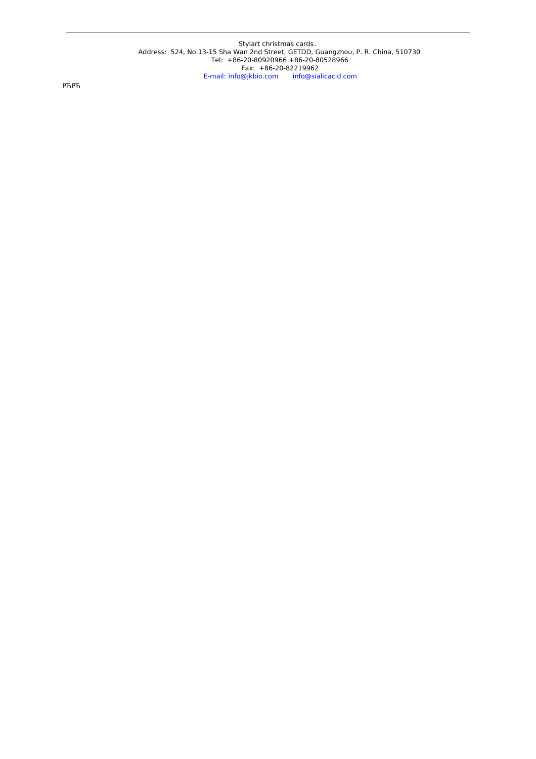Stylart christmas cards.
Address: 524, No.13-15 Sha Wan 2nd Street, GETDD, Guangzhou, P. R. China, 510730
Tel: +86-20-80920966 +86-20-80528966
Fax: +86-20-82219962
E-mail: info@jkbio.com info@sialicacid.com

РЋРЋ